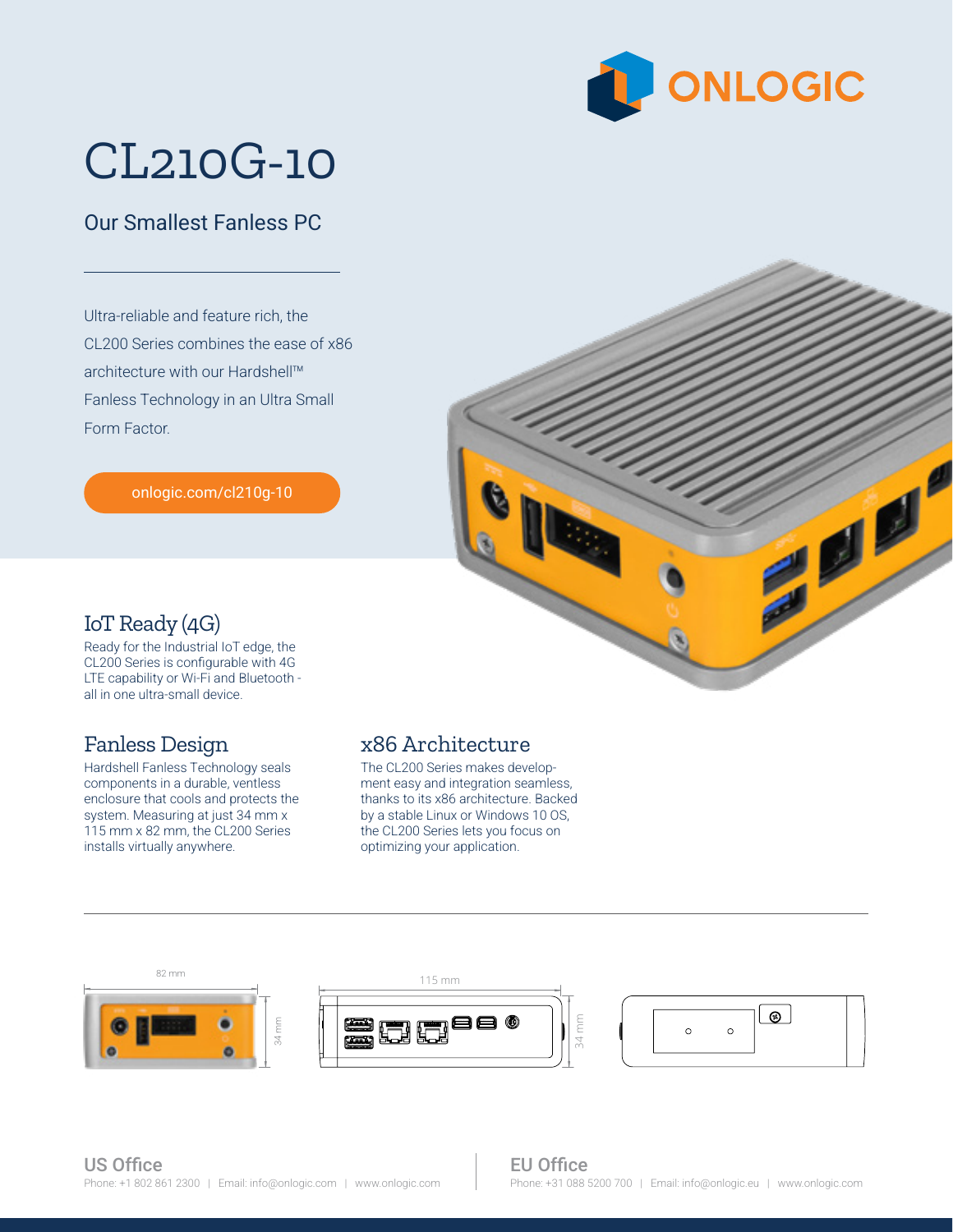ONLOGIC

# CL210G-10

## Our Smallest Fanless PC

Ultra-reliable and feature rich, the CL200 Series combines the ease of x86 architecture with our Hardshell™ Fanless Technology in an Ultra Small Form Factor.

onlogic.com/cl210g-10

## IoT Ready (4G)

Ready for the Industrial IoT edge, the CL200 Series is configurable with 4G LTE capability or Wi-Fi and Bluetooth - all in one ultra-small device.

## Fanless Design

Hardshell Fanless Technology seals components in a durable, ventless enclosure that cools and protects the system. Measuring at just 34 mm x 115 mm x 82 mm, the CL200 Series installs virtually anywhere.

## x86 Architecture

The CL200 Series makes development easy and integration seamless, thanks to its x86 architecture. Backed by a stable Linux or Windows 10 OS, the CL200 Series lets you focus on optimizing your application.

82 mm

34 mm

115 mm

34 mm

**US Office**
Phone: +1 802 861 2300 | Email: info@onlogic.com | www.onlogic.com

**EU Office**
Phone: +31 088 5200 700 | Email: info@onlogic.eu | www.onlogic.com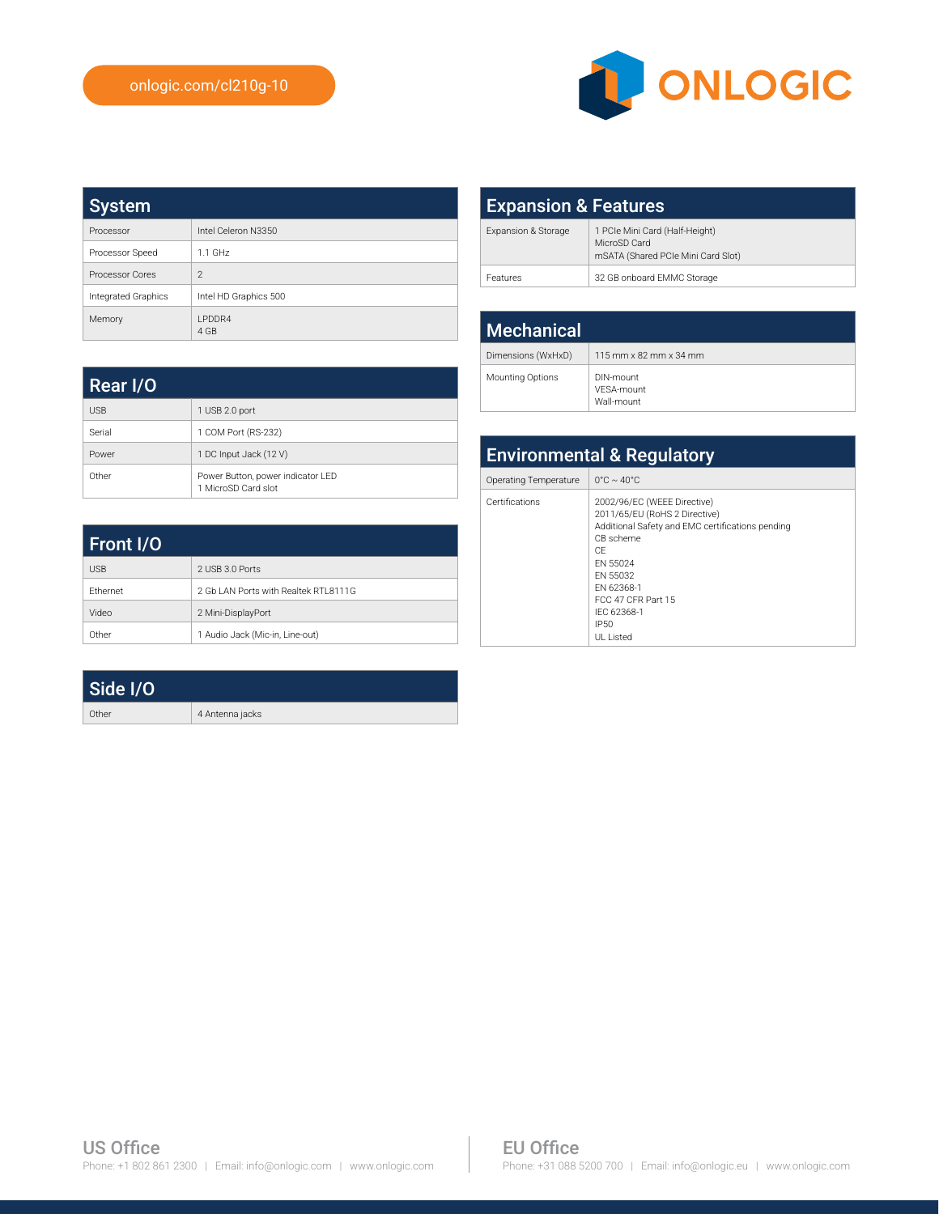onlogic.com/cl210g-10

## System

| | |
|---|---|
| Processor | Intel Celeron N3350 |
| Processor Speed | 1.1 GHz |
| Processor Cores | 2 |
| Integrated Graphics | Intel HD Graphics 500 |
| Memory | LPDDR4<br>4 GB |

## Rear I/O

| | |
|---|---|
| USB | 1 USB 2.0 port |
| Serial | 1 COM Port (RS-232) |
| Power | 1 DC Input Jack (12 V) |
| Other | Power Button, power indicator LED<br>1 MicroSD Card slot |

## Front I/O

| | |
|---|---|
| USB | 2 USB 3.0 Ports |
| Ethernet | 2 Gb LAN Ports with Realtek RTL8111G |
| Video | 2 Mini-DisplayPort |
| Other | 1 Audio Jack (Mic-in, Line-out) |

## Side I/O

| | |
|---|---|
| Other | 4 Antenna jacks |

## Expansion & Features

| | |
|---|---|
| Expansion & Storage | 1 PCIe Mini Card (Half-Height)<br>MicroSD Card<br>mSATA (Shared PCIe Mini Card Slot) |
| Features | 32 GB onboard EMMC Storage |

## Mechanical

| | |
|---|---|
| Dimensions (WxHxD) | 115 mm x 82 mm x 34 mm |
| Mounting Options | DIN-mount<br>VESA-mount<br>Wall-mount |

## Environmental & Regulatory

| | |
|---|---|
| Operating Temperature | 0°C ~ 40°C |
| Certifications | 2002/96/EC (WEEE Directive)<br>2011/65/EU (RoHS 2 Directive)<br>Additional Safety and EMC certifications pending<br>CB scheme<br>CE<br>EN 55024<br>EN 55032<br>EN 62368-1<br>FCC 47 CFR Part 15<br>IEC 62368-1<br>IP50<br>UL Listed |

**US Office**
Phone: +1 802 861 2300 | Email: info@onlogic.com | www.onlogic.com

**EU Office**
Phone: +31 088 5200 700 | Email: info@onlogic.eu | www.onlogic.com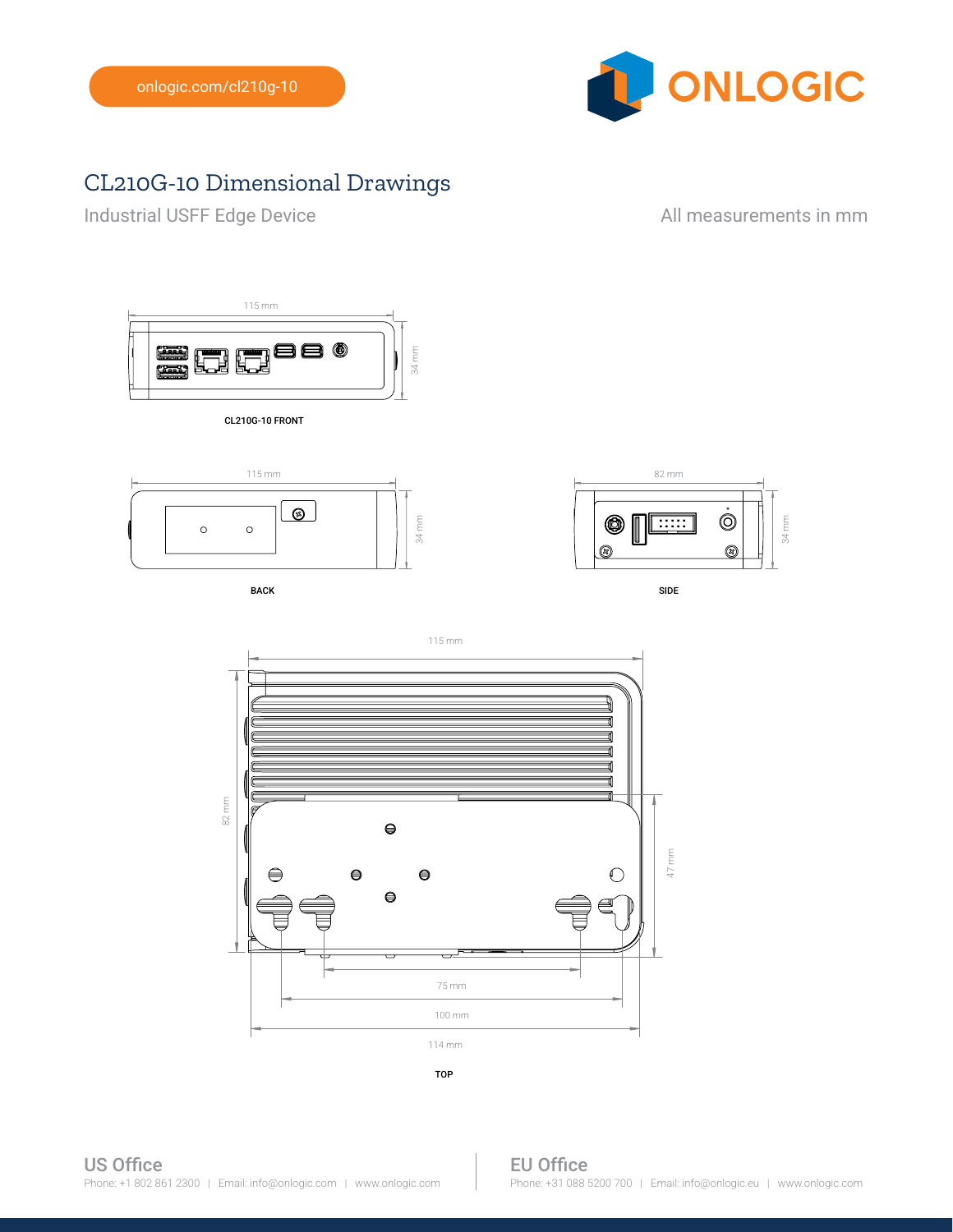onlogic.com/cl210g-10

ONLOGIC

# CL210G-10 Dimensional Drawings

Industrial USFF Edge Device

All measurements in mm

115 mm

34 mm

CL210G-10 FRONT

115 mm

34 mm

BACK

82 mm

34 mm

SIDE

115 mm

82 mm

47 mm

75 mm

100 mm

114 mm

TOP

**US Office**
Phone: +1 802 861 2300 | Email: info@onlogic.com | www.onlogic.com

**EU Office**
Phone: +31 088 5200 700 | Email: info@onlogic.eu | www.onlogic.com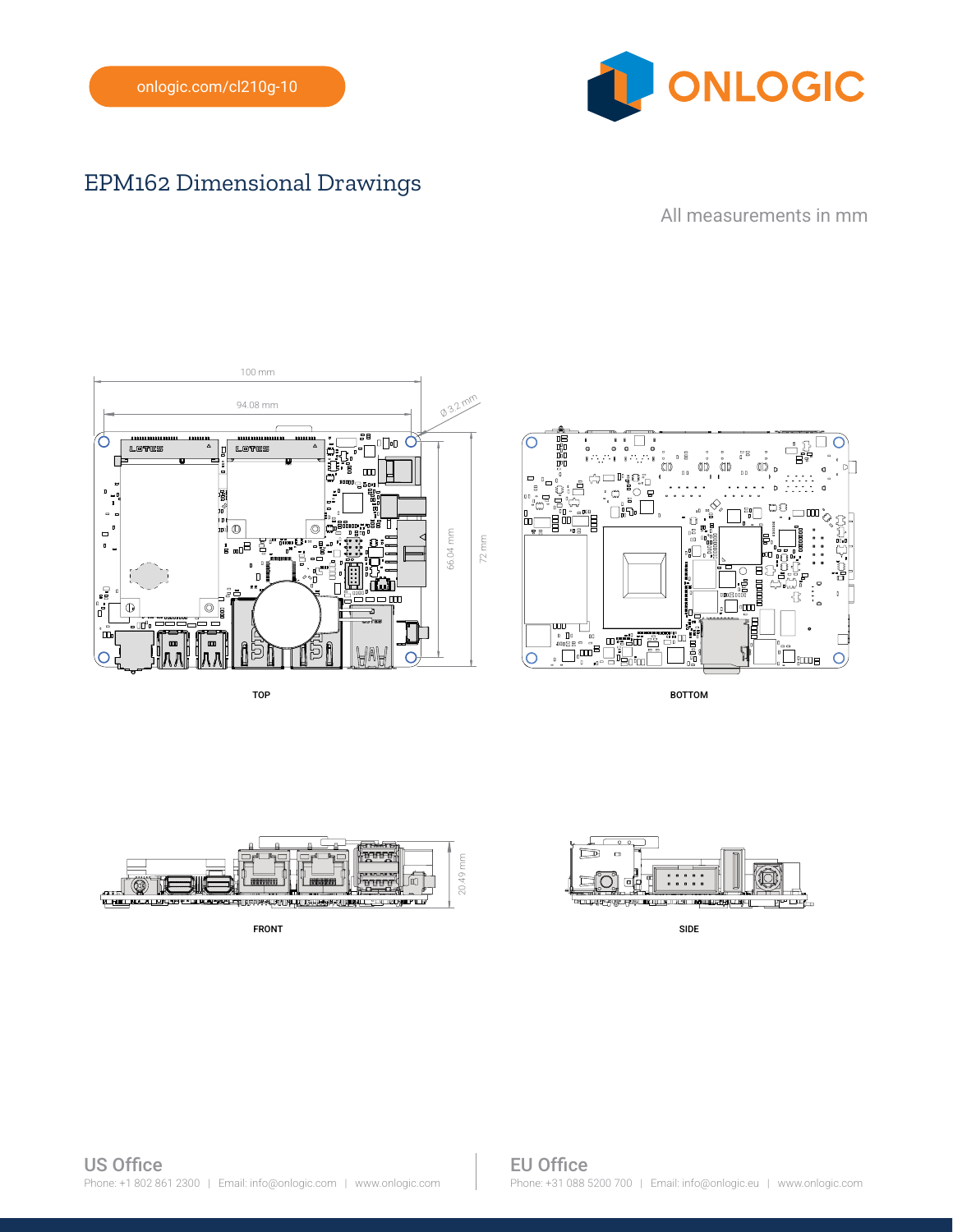onlogic.com/cl210g-10

ONLOGIC

# EPM162 Dimensional Drawings

All measurements in mm

100 mm

94.08 mm

Ø 3.2 mm

66.04 mm

72 mm

TOP

BOTTOM

20.49 mm

FRONT

SIDE

**US Office**
Phone: +1 802 861 2300 | Email: info@onlogic.com | www.onlogic.com

**EU Office**
Phone: +31 088 5200 700 | Email: info@onlogic.eu | www.onlogic.com